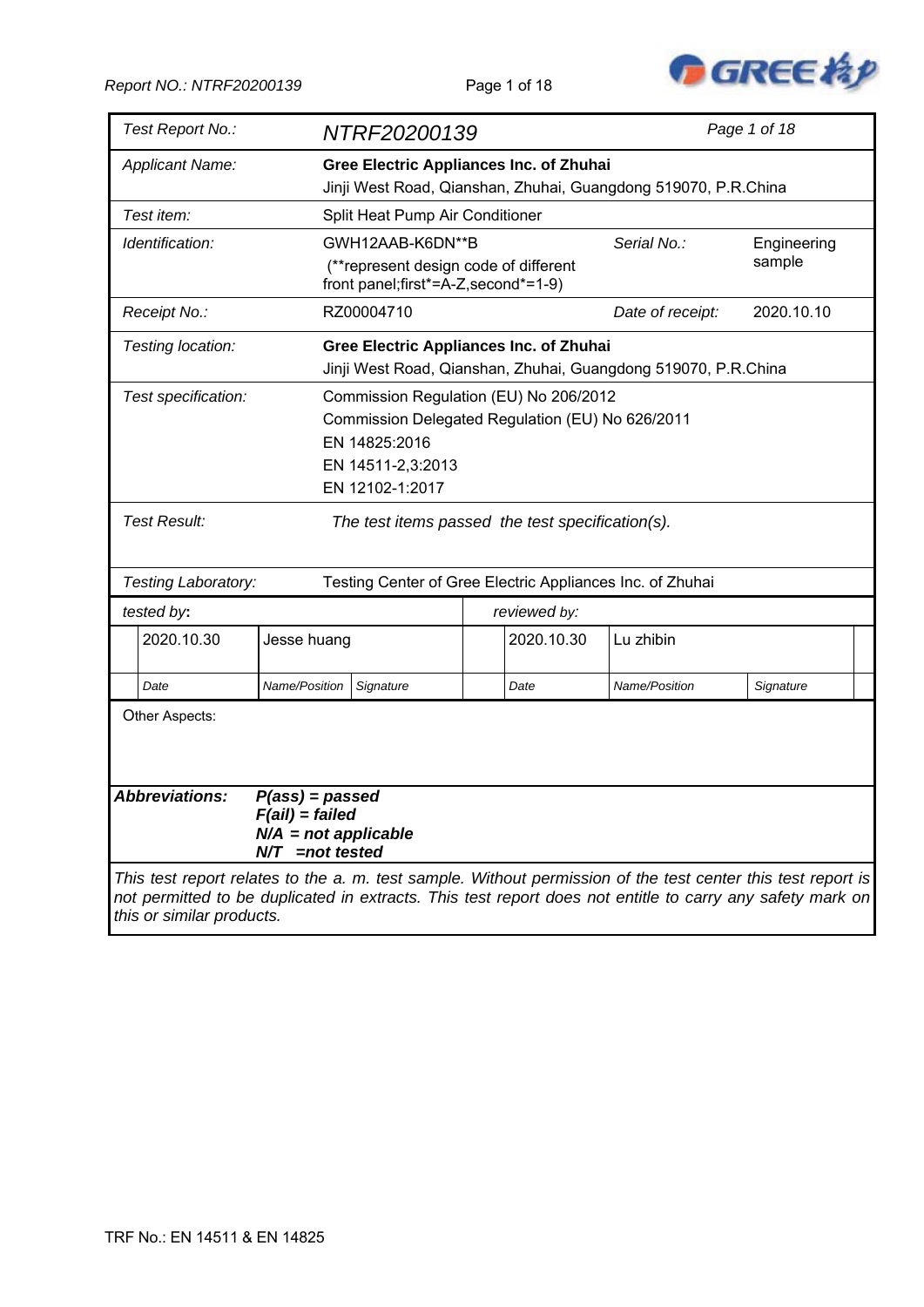| *Test Report No.:* | *NTRF20200139* | | |
|---|---|---|---|
| *Applicant Name:* | **Gree Electric Appliances Inc. of Zhuhai**<br>Jinji West Road, Qianshan, Zhuhai, Guangdong 519070, P.R.China | | |
| *Test item:* | Split Heat Pump Air Conditioner | | |
| *Identification:* | GWH12AAB-K6DN**B<br>(**represent design code of different front panel;first*=A-Z,second*=1-9) | *Serial No.:* | Engineering sample |
| *Receipt No.:* | RZ00004710 | *Date of receipt:* | 2020.10.10 |
| *Testing location:* | **Gree Electric Appliances Inc. of Zhuhai**<br>Jinji West Road, Qianshan, Zhuhai, Guangdong 519070, P.R.China | | |
| *Test specification:* | Commission Regulation (EU) No 206/2012<br>Commission Delegated Regulation (EU) No 626/2011<br>EN 14825:2016<br>EN 14511-2,3:2013<br>EN 12102-1:2017 | | |
| *Test Result:* | *The test items passed the test specification(s).* | | |
| *Testing Laboratory:* | Testing Center of Gree Electric Appliances Inc. of Zhuhai | | |

| *tested by*: | | | *reviewed by:* | | |
|---|---|---|---|---|---|
| 2020.10.30 | Jesse huang | | 2020.10.30 | Lu zhibin | |
| *Date* | *Name/Position* | *Signature* | *Date* | *Name/Position* | *Signature* |

Other Aspects:

***Abbreviations:***
***P(ass) = passed***
***F(ail) = failed***
***N/A = not applicable***
***N/T =not tested***

*This test report relates to the a. m. test sample. Without permission of the test center this test report is not permitted to be duplicated in extracts. This test report does not entitle to carry any safety mark on this or similar products.*

TRF No.: EN 14511 & EN 14825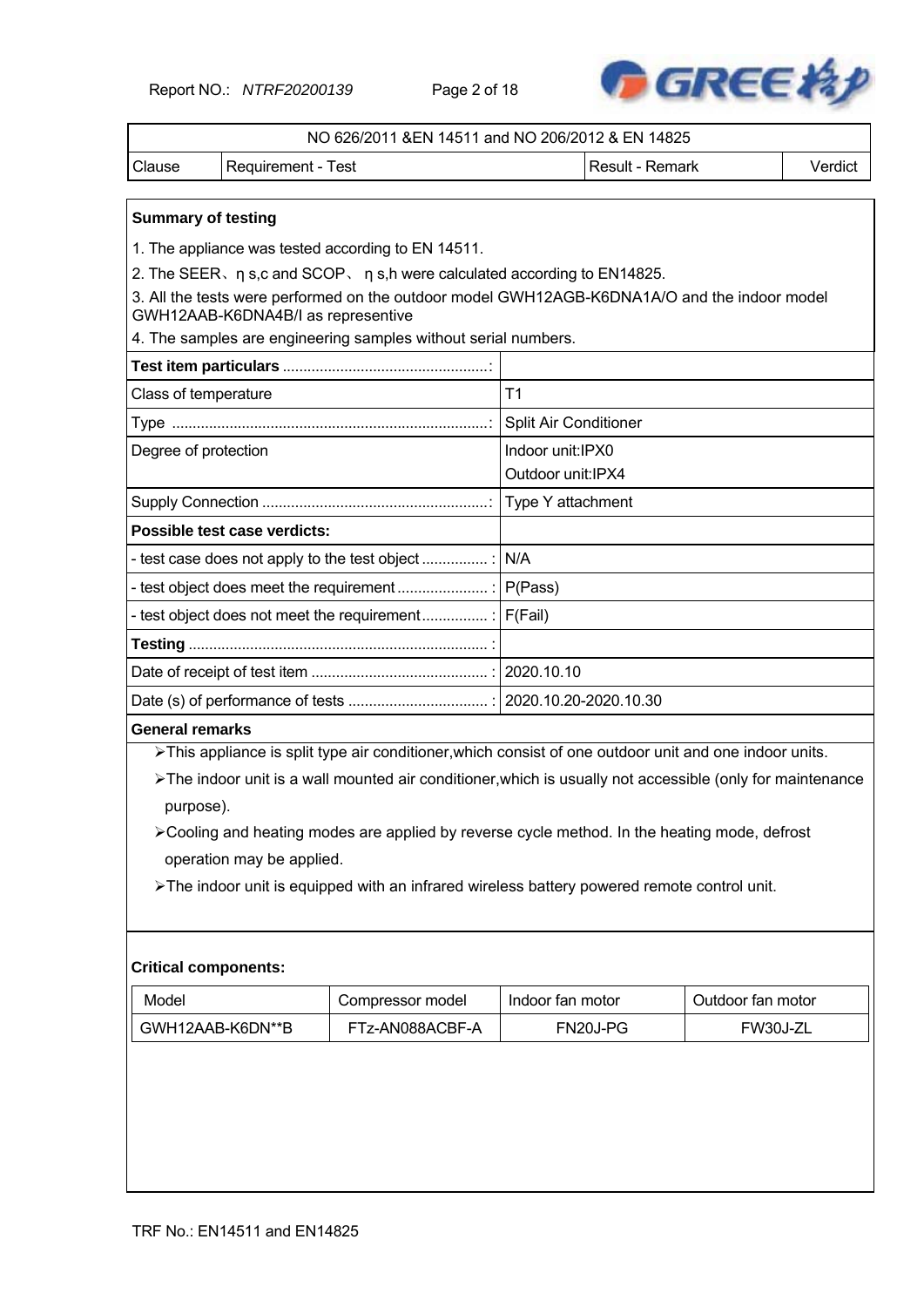| NO 626/2011 &EN 14511 and NO 206/2012 & EN 14825 | | | |
|---|---|---|---|
| Clause | Requirement - Test | Result - Remark | Verdict |

**Summary of testing**

1. The appliance was tested according to EN 14511.
2. The SEER、$\eta_{s,c}$ and SCOP、$\eta_{s,h}$ were calculated according to EN14825.
3. All the tests were performed on the outdoor model GWH12AGB-K6DNA1A/O and the indoor model GWH12AAB-K6DNA4B/I as representive
4. The samples are engineering samples without serial numbers.

| **Test item particulars** ................................................: | |
|---|---|
| Class of temperature | T1 |
| Type ...............................................................................: | Split Air Conditioner |
| Degree of protection | Indoor unit:IPX0<br>Outdoor unit:IPX4 |
| Supply Connection .......................................................: | Type Y attachment |
| **Possible test case verdicts:** | |
| - test case does not apply to the test object ................ : | N/A |
| - test object does meet the requirement ...................... : | P(Pass) |
| - test object does not meet the requirement................ : | F(Fail) |
| **Testing** ........................................................................ : | |
| Date of receipt of test item ........................................... : | 2020.10.10 |
| Date (s) of performance of tests .................................. : | 2020.10.20-2020.10.30 |

**General remarks**

- This appliance is split type air conditioner,which consist of one outdoor unit and one indoor units.
- The indoor unit is a wall mounted air conditioner,which is usually not accessible (only for maintenance purpose).
- Cooling and heating modes are applied by reverse cycle method. In the heating mode, defrost operation may be applied.
- The indoor unit is equipped with an infrared wireless battery powered remote control unit.

**Critical components:**

| Model | Compressor model | Indoor fan motor | Outdoor fan motor |
|---|---|---|---|
| GWH12AAB-K6DN**B | FTz-AN088ACBF-A | FN20J-PG | FW30J-ZL |

TRF No.: EN14511 and EN14825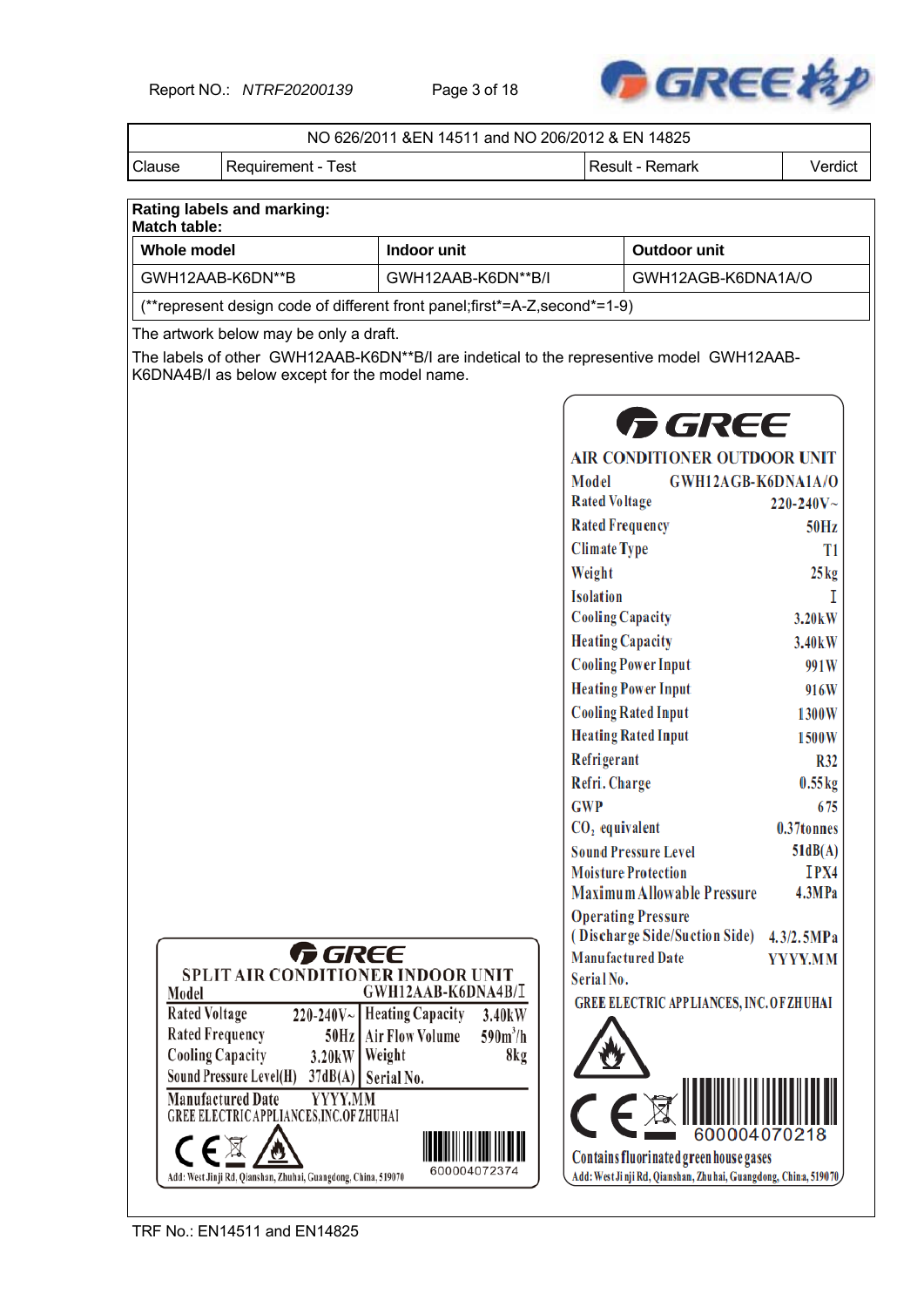| NO 626/2011 &EN 14511 and NO 206/2012 & EN 14825 | | | |
|---|---|---|---|
| Clause | Requirement - Test | Result - Remark | Verdict |

**Rating labels and marking:**
**Match table:**

| Whole model | Indoor unit | Outdoor unit |
|---|---|---|
| GWH12AAB-K6DN**B | GWH12AAB-K6DN**B/I | GWH12AGB-K6DNA1A/O |
| (**represent design code of different front panel;first*=A-Z,second*=1-9) | | |

The artwork below may be only a draft.

The labels of other GWH12AAB-K6DN**B/I are indetical to the representive model GWH12AAB-K6DNA4B/I as below except for the model name.

**GREE**

**AIR CONDITIONER OUTDOOR UNIT**

| | |
|---|---|
| Model | GWH12AGB-K6DNA1A/O |
| Rated Voltage | 220-240V~ |
| Rated Frequency | 50Hz |
| Climate Type | T1 |
| Weight | 25kg |
| Isolation | I |
| Cooling Capacity | 3.20kW |
| Heating Capacity | 3.40kW |
| Cooling Power Input | 991W |
| Heating Power Input | 916W |
| Cooling Rated Input | 1300W |
| Heating Rated Input | 1500W |
| Refrigerant | R32 |
| Refri. Charge | 0.55kg |
| GWP | 675 |
| $CO_2$ equivalent | 0.37tonnes |
| Sound Pressure Level | 51dB(A) |
| Moisture Protection | IPX4 |
| Maximum Allowable Pressure | 4.3MPa |
| Operating Pressure (Discharge Side/Suction Side) | 4.3/2.5MPa |
| Manufactured Date | YYYY.MM |
| Serial No. | |

GREE ELECTRIC APPLIANCES, INC. OF ZHUHAI

600004070218

Contains fluorinated greenhouse gases

Add: West Jinji Rd, Qianshan, Zhuhai, Guangdong, China, 519070

**GREE**

**SPLIT AIR CONDITIONER INDOOR UNIT**

Model GWH12AAB-K6DNA4B/I

| | | | |
|---|---|---|---|
| Rated Voltage | 220-240V~ | Heating Capacity | 3.40kW |
| Rated Frequency | 50Hz | Air Flow Volume | 590m³/h |
| Cooling Capacity | 3.20kW | Weight | 8kg |
| Sound Pressure Level(H) | 37dB(A) | Serial No. | |

Manufactured Date YYYY.MM

GREE ELECTRIC APPLIANCES,INC.OF ZHUHAI

600004072374

Add: West Jinji Rd, Qianshan, Zhuhai, Guangdong, China, 519070

TRF No.: EN14511 and EN14825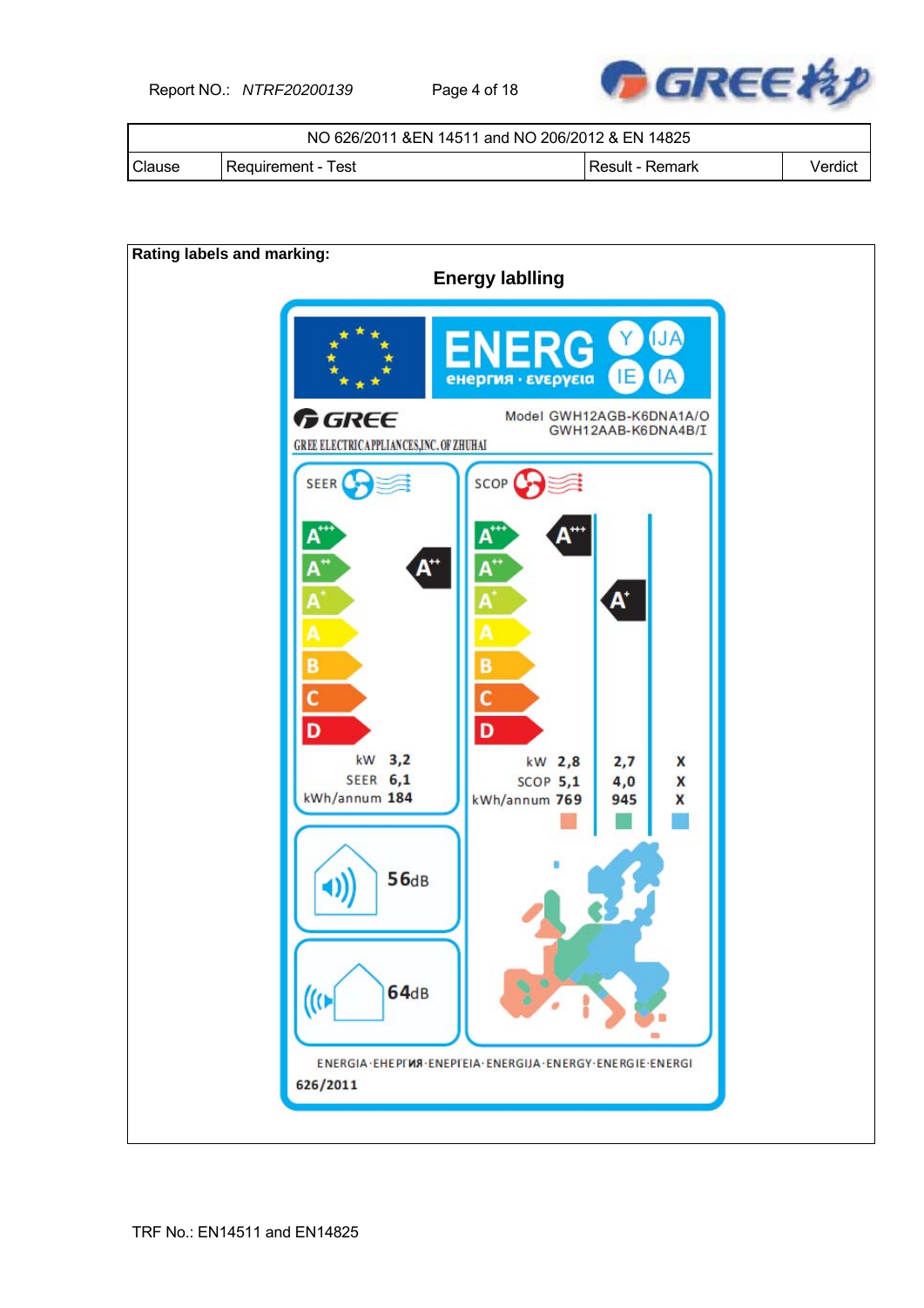| NO 626/2011 &EN 14511 and NO 206/2012 & EN 14825 | | | |
|---|---|---|---|
| Clause | Requirement - Test | Result - Remark | Verdict |

**Rating labels and marking:**

**Energy lablling**

ENERG енергия · ενεργεια Y IJA IE IA

GREE

GREE ELECTRIC APPLIANCES,INC.OF ZHUHAI

Model GWH12AGB-K6DNA1A/O
GWH12AAB-K6DNA4B/I

SEER: A++

| | |
|---|---|
| kW | 3,2 |
| SEER | 6,1 |
| kWh/annum | 184 |

SCOP: A+++ / A+

| | | | |
|---|---|---|---|
| kW | 2,8 | 2,7 | X |
| SCOP | 5,1 | 4,0 | X |
| kWh/annum | 769 | 945 | X |

56dB

64dB

ENERGIA·ЕНЕРГИЯ·ΕΝΕΡΓΕΙΑ·ENERGIJA·ENERGY·ENERGIE·ENERGI

626/2011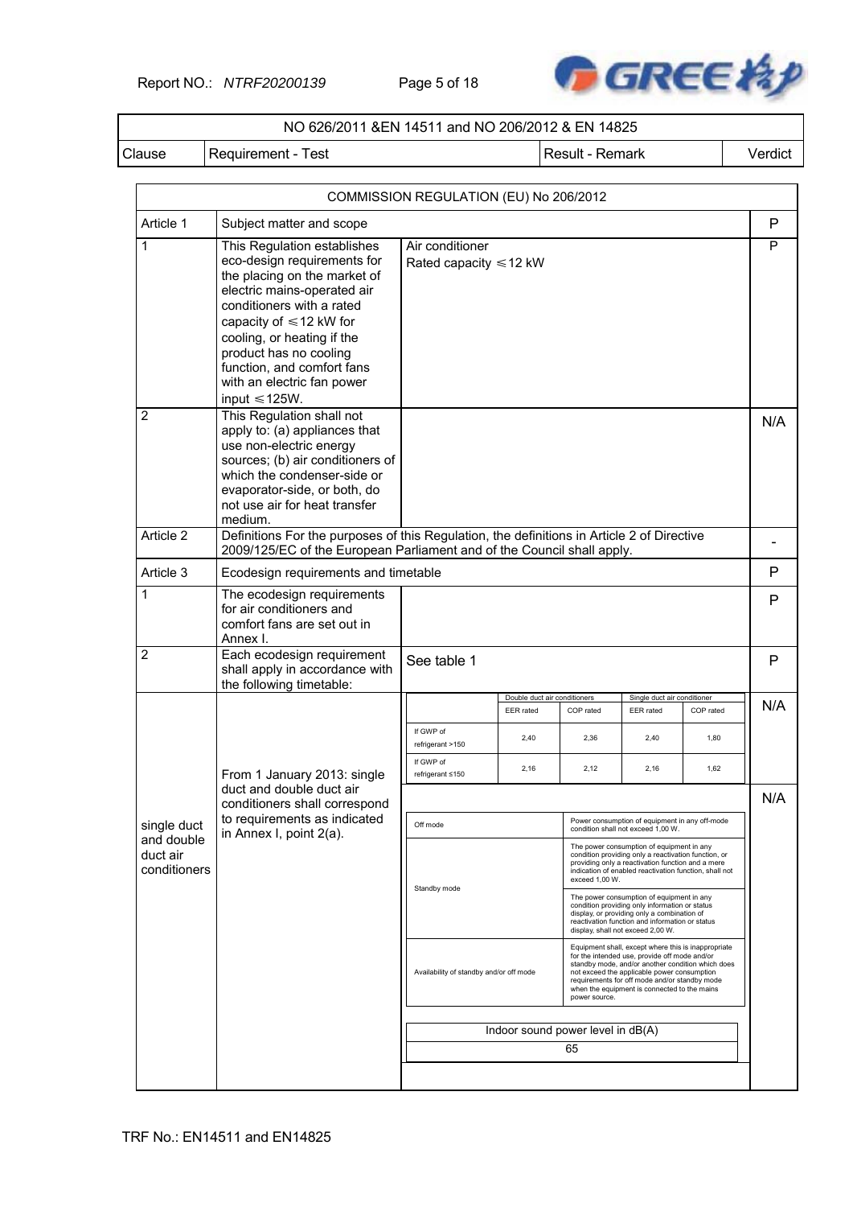| NO 626/2011 &EN 14511 and NO 206/2012 & EN 14825 | | | |
|---|---|---|---|
| Clause | Requirement - Test | Result - Remark | Verdict |

| COMMISSION REGULATION (EU) No 206/2012 | | | |
|---|---|---|---|
| Article 1 | Subject matter and scope | | P |
| 1 | This Regulation establishes eco-design requirements for the placing on the market of electric mains-operated air conditioners with a rated capacity of ≤12 kW for cooling, or heating if the product has no cooling function, and comfort fans with an electric fan power input ≤125W. | Air conditioner<br>Rated capacity ≤12 kW | P |
| 2 | This Regulation shall not apply to: (a) appliances that use non-electric energy sources; (b) air conditioners of which the condenser-side or evaporator-side, or both, do not use air for heat transfer medium. | | N/A |
| Article 2 | Definitions For the purposes of this Regulation, the definitions in Article 2 of Directive 2009/125/EC of the European Parliament and of the Council shall apply. | | - |
| Article 3 | Ecodesign requirements and timetable | | P |
| 1 | The ecodesign requirements for air conditioners and comfort fans are set out in Annex I. | | P |
| 2 | Each ecodesign requirement shall apply in accordance with the following timetable: | See table 1 | P |
| single duct and double duct air conditioners | From 1 January 2013: single duct and double duct air conditioners shall correspond to requirements as indicated in Annex I, point 2(a). | (see tables below) | N/A |

| | Double duct air conditioners | | Single duct air conditioner | |
|---|---|---|---|---|
| | EER rated | COP rated | EER rated | COP rated |
| If GWP of refrigerant >150 | 2,40 | 2,36 | 2,40 | 1,80 |
| If GWP of refrigerant ≤150 | 2,16 | 2,12 | 2,16 | 1,62 |

Verdict: N/A

| | |
|---|---|
| Off mode | Power consumption of equipment in any off-mode condition shall not exceed 1,00 W. |
| Standby mode | The power consumption of equipment in any condition providing only a reactivation function, or providing only a reactivation function and a mere indication of enabled reactivation function, shall not exceed 1,00 W. |
| | The power consumption of equipment in any condition providing only information or status display, or providing only a combination of reactivation function and information or status display, shall not exceed 2,00 W. |
| Availability of standby and/or off mode | Equipment shall, except where this is inappropriate for the intended use, provide off mode and/or standby mode, and/or another condition which does not exceed the applicable power consumption requirements for off mode and/or standby mode when the equipment is connected to the mains power source. |

Verdict: N/A

| Indoor sound power level in dB(A) |
|---|
| 65 |

TRF No.: EN14511 and EN14825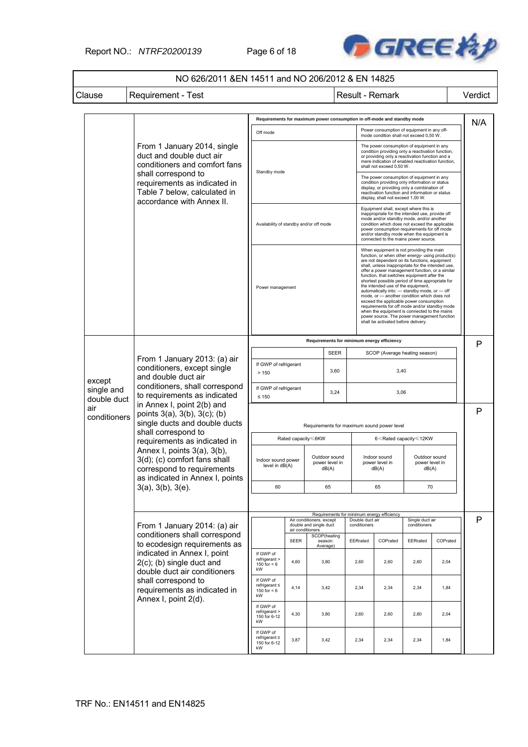| NO 626/2011 &EN 14511 and NO 206/2012 & EN 14825 | | | |
|---|---|---|---|
| Clause | Requirement - Test | Result - Remark | Verdict |

| | | | |
|---|---|---|---|
| | From 1 January 2014, single duct and double duct air conditioners and comfort fans shall correspond to requirements as indicated in Table 7 below, calculated in accordance with Annex II. | **Requirements for maximum power consumption in off-mode and standby mode**<br>Off mode: Power consumption of equipment in any off-mode condition shall not exceed 0,50 W.<br>Standby mode: The power consumption of equipment in any condition providing only a reactivation function, or providing only a reactivation function and a mere indication of enabled reactivation function, shall not exceed 0,50 W. The power consumption of equipment in any condition providing only information or status display, or providing only a combination of reactivation function and information or status display, shall not exceed 1,00 W.<br>Availability of standby and/or off mode: Equipment shall, except where this is inappropriate for the intended use, provide off mode and/or standby mode, and/or another condition which does not exceed the applicable power consumption requirements for off mode and/or standby mode when the equipment is connected to the mains power source.<br>Power management: When equipment is not providing the main function, or when other energy- using product(s) are not dependent on its functions, equipment shall, unless inappropriate for the intended use, offer a power management function, or a similar function, that switches equipment after the shortest possible period of time appropriate for the intended use of the equipment, automatically into: — standby mode, or — off mode, or — another condition which does not exceed the applicable power consumption requirements for off mode and/or standby mode when the equipment is connected to the mains power source. The power management function shall be activated before delivery. | N/A |
| except single and double duct air conditioners | From 1 January 2013: (a) air conditioners, except single duct and double duct air conditioners, shall correspond to requirements as indicated in Annex I, point 2(b) and points 3(a), 3(b), 3(c); (b) single ducts and double ducts shall correspond to requirements as indicated in Annex I, points 3(a), 3(b), 3(d); (c) comfort fans shall correspond to requirements as indicated in Annex I, points 3(a), 3(b), 3(e). | **Requirements for minimum energy efficiency**<br>If GWP of refrigerant > 150: SEER 3,60; SCOP (Average heating season) 3,40<br>If GWP of refrigerant ≤ 150: SEER 3,24; SCOP (Average heating season) 3,06 | P |
| | | **Requirements for maximum sound power level**<br>Rated capacity≤6KW: Indoor sound power level in dB(A) 60; Outdoor sound power level in dB(A) 65<br>6<Rated capacity≤12KW: Indoor sound power level in dB(A) 65; Outdoor sound power level in dB(A) 70 | P |
| | From 1 January 2014: (a) air conditioners shall correspond to ecodesign requirements as indicated in Annex I, point 2(c); (b) single duct and double duct air conditioners shall correspond to requirements as indicated in Annex I, point 2(d). | **Requirements for minimum energy efficiency** (see table below) | P |

Requirements for minimum energy efficiency

| | Air conditioners, except double and single duct air conditioners | | Double duct air conditioners | | Single duct air conditioners | |
|---|---|---|---|---|---|---|
| | SEER | SCOP(heating season: Average) | EERrated | COPrated | EERrated | COPrated |
| If GWP of refrigerant > 150 for < 6 kW | 4,60 | 3,80 | 2,60 | 2,60 | 2,60 | 2,04 |
| If GWP of refrigerant ≤ 150 for < 6 kW | 4,14 | 3,42 | 2,34 | 2,34 | 2,34 | 1,84 |
| If GWP of refrigerant > 150 for 6-12 kW | 4,30 | 3,80 | 2,60 | 2,60 | 2,60 | 2,04 |
| If GWP of refrigerant ≤ 150 for 6-12 kW | 3,87 | 3,42 | 2,34 | 2,34 | 2,34 | 1,84 |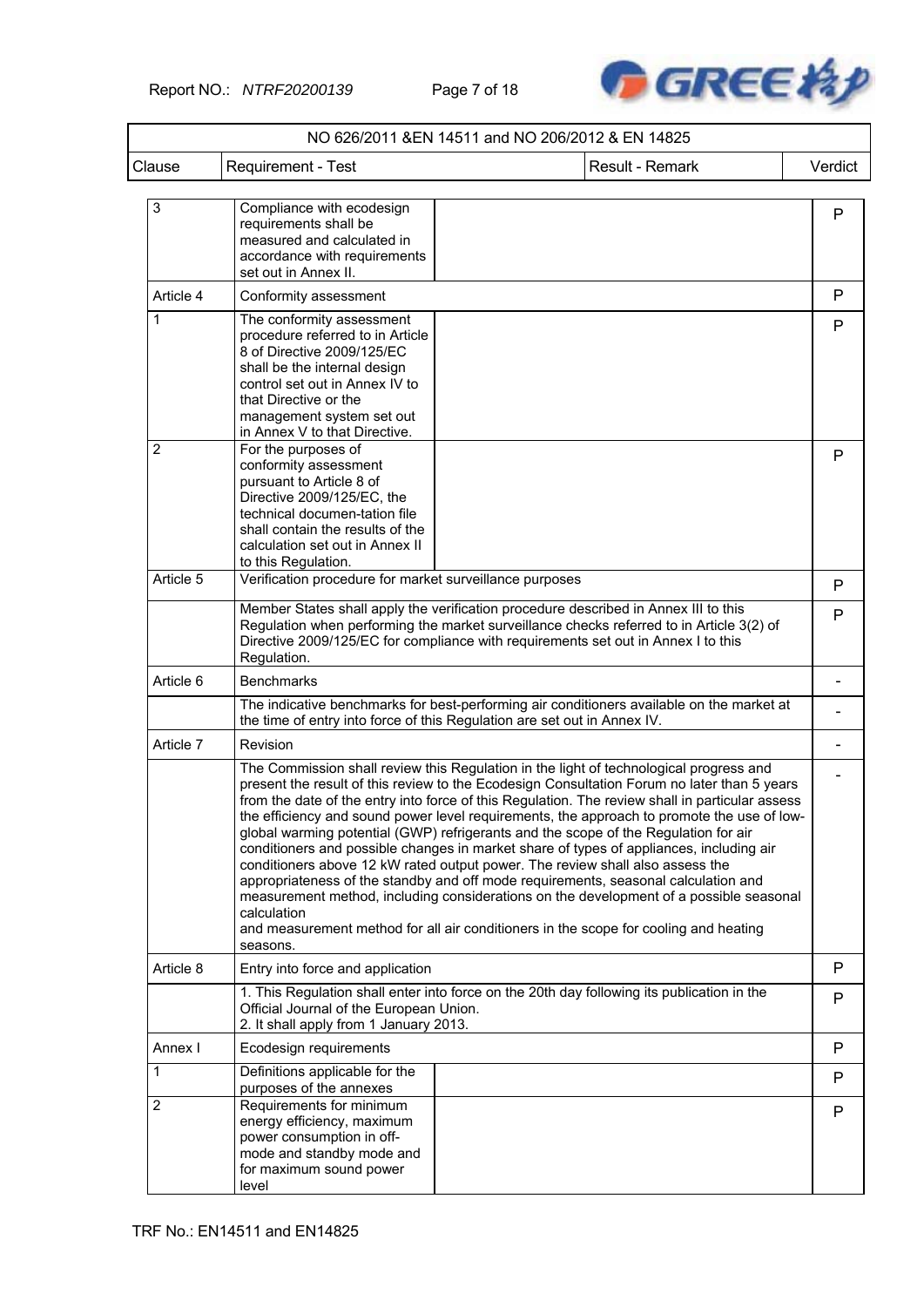| NO 626/2011 &EN 14511 and NO 206/2012 & EN 14825 | | | |
|---|---|---|---|
| Clause | Requirement - Test | Result - Remark | Verdict |
| 3 | Compliance with ecodesign requirements shall be measured and calculated in accordance with requirements set out in Annex II. | | P |
| Article 4 | Conformity assessment | | P |
| 1 | The conformity assessment procedure referred to in Article 8 of Directive 2009/125/EC shall be the internal design control set out in Annex IV to that Directive or the management system set out in Annex V to that Directive. | | P |
| 2 | For the purposes of conformity assessment pursuant to Article 8 of Directive 2009/125/EC, the technical documen-tation file shall contain the results of the calculation set out in Annex II to this Regulation. | | P |
| Article 5 | Verification procedure for market surveillance purposes | | P |
| | Member States shall apply the verification procedure described in Annex III to this Regulation when performing the market surveillance checks referred to in Article 3(2) of Directive 2009/125/EC for compliance with requirements set out in Annex I to this Regulation. | | P |
| Article 6 | Benchmarks | | - |
| | The indicative benchmarks for best-performing air conditioners available on the market at the time of entry into force of this Regulation are set out in Annex IV. | | - |
| Article 7 | Revision | | - |
| | The Commission shall review this Regulation in the light of technological progress and present the result of this review to the Ecodesign Consultation Forum no later than 5 years from the date of the entry into force of this Regulation. The review shall in particular assess the efficiency and sound power level requirements, the approach to promote the use of low-global warming potential (GWP) refrigerants and the scope of the Regulation for air conditioners and possible changes in market share of types of appliances, including air conditioners above 12 kW rated output power. The review shall also assess the appropriateness of the standby and off mode requirements, seasonal calculation and measurement method, including considerations on the development of a possible seasonal calculation<br>and measurement method for all air conditioners in the scope for cooling and heating seasons. | | - |
| Article 8 | Entry into force and application | | P |
| | 1. This Regulation shall enter into force on the 20th day following its publication in the Official Journal of the European Union.<br>2. It shall apply from 1 January 2013. | | P |
| Annex I | Ecodesign requirements | | P |
| 1 | Definitions applicable for the purposes of the annexes | | P |
| 2 | Requirements for minimum energy efficiency, maximum power consumption in off-mode and standby mode and for maximum sound power level | | P |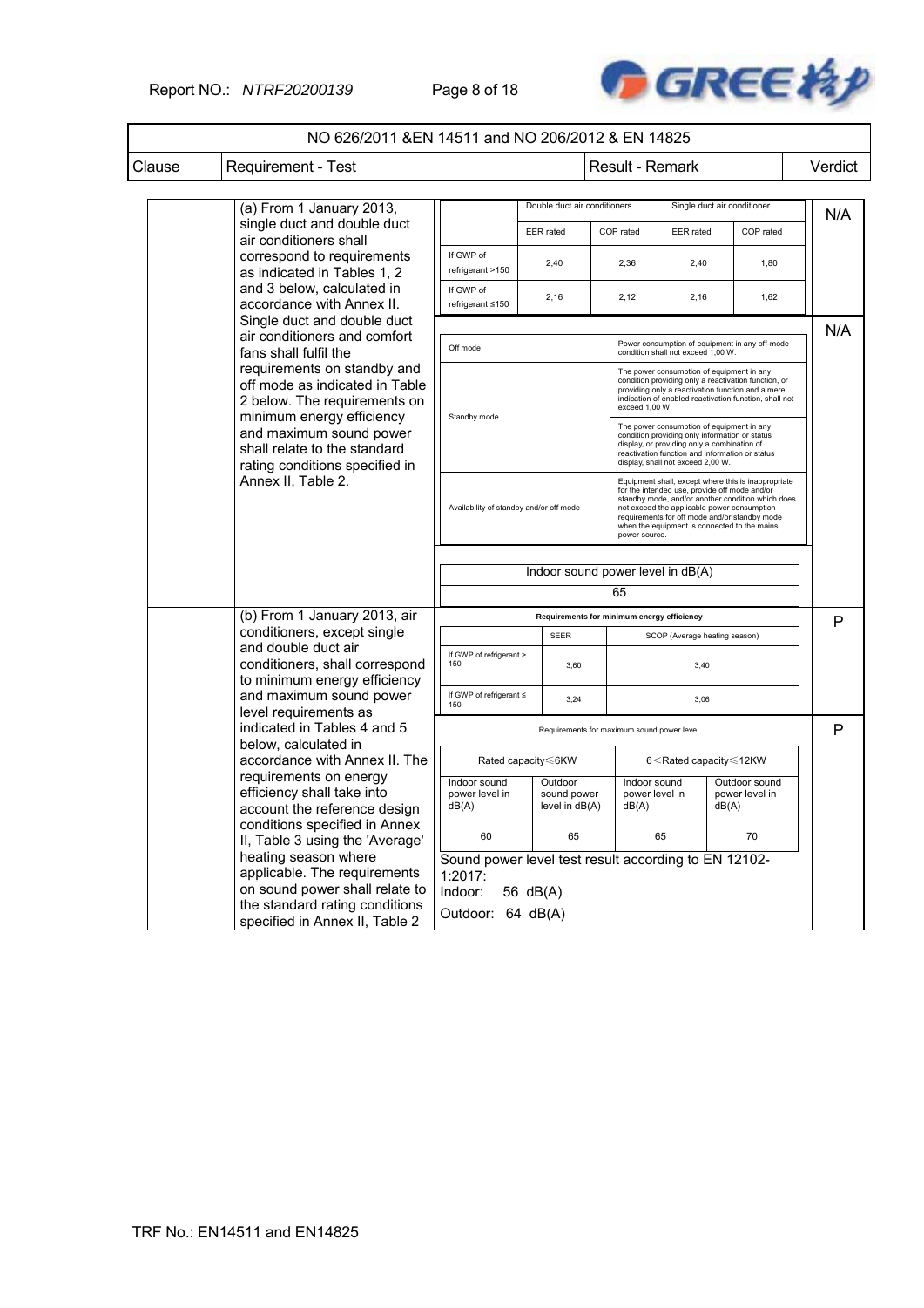NO 626/2011 &EN 14511 and NO 206/2012 & EN 14825

| Clause | Requirement - Test | Result - Remark | Verdict |
|---|---|---|---|
| | (a) From 1 January 2013, single duct and double duct air conditioners shall correspond to requirements as indicated in Tables 1, 2 and 3 below, calculated in accordance with Annex II. Single duct and double duct air conditioners and comfort fans shall fulfil the requirements on standby and off mode as indicated in Table 2 below. The requirements on minimum energy efficiency and maximum sound power shall relate to the standard rating conditions specified in Annex II, Table 2. | See Tables A1–A3 below | N/A (Table A1); N/A (Tables A2–A3) |
| | (b) From 1 January 2013, air conditioners, except single and double duct air conditioners, shall correspond to minimum energy efficiency and maximum sound power level requirements as indicated in Tables 4 and 5 below, calculated in accordance with Annex II. The requirements on energy efficiency shall take into account the reference design conditions specified in Annex II, Table 3 using the 'Average' heating season where applicable. The requirements on sound power shall relate to the standard rating conditions specified in Annex II, Table 2 | See Tables B1–B2 below | P (Table B1); P (Table B2) |

**Table A1** (Verdict: N/A)

| | Double duct air conditioners | | Single duct air conditioner | |
|---|---|---|---|---|
| | EER rated | COP rated | EER rated | COP rated |
| If GWP of refrigerant >150 | 2,40 | 2,36 | 2,40 | 1,80 |
| If GWP of refrigerant ≤150 | 2,16 | 2,12 | 2,16 | 1,62 |

**Table A2** (Verdict: N/A)

| | |
|---|---|
| Off mode | Power consumption of equipment in any off-mode condition shall not exceed 1,00 W. |
| Standby mode | The power consumption of equipment in any condition providing only a reactivation function, or providing only a reactivation function and a mere indication of enabled reactivation function, shall not exceed 1,00 W. |
| | The power consumption of equipment in any condition providing only information or status display, or providing only a combination of reactivation function and information or status display, shall not exceed 2,00 W. |
| Availability of standby and/or off mode | Equipment shall, except where this is inappropriate for the intended use, provide off mode and/or standby mode, and/or another condition which does not exceed the applicable power consumption requirements for off mode and/or standby mode when the equipment is connected to the mains power source. |

**Table A3** (Verdict: N/A)

| Indoor sound power level in dB(A) |
|---|
| 65 |

**Table B1 – Requirements for minimum energy efficiency** (Verdict: P)

| | SEER | SCOP (Average heating season) |
|---|---|---|
| If GWP of refrigerant > 150 | 3,60 | 3,40 |
| If GWP of refrigerant ≤ 150 | 3,24 | 3,06 |

**Table B2 – Requirements for maximum sound power level** (Verdict: P)

| Rated capacity≤6KW | | 6<Rated capacity≤12KW | |
|---|---|---|---|
| Indoor sound power level in dB(A) | Outdoor sound power level in dB(A) | Indoor sound power level in dB(A) | Outdoor sound power level in dB(A) |
| 60 | 65 | 65 | 70 |

Sound power level test result according to EN 12102-1:2017:

Indoor: 56 dB(A)

Outdoor: 64 dB(A)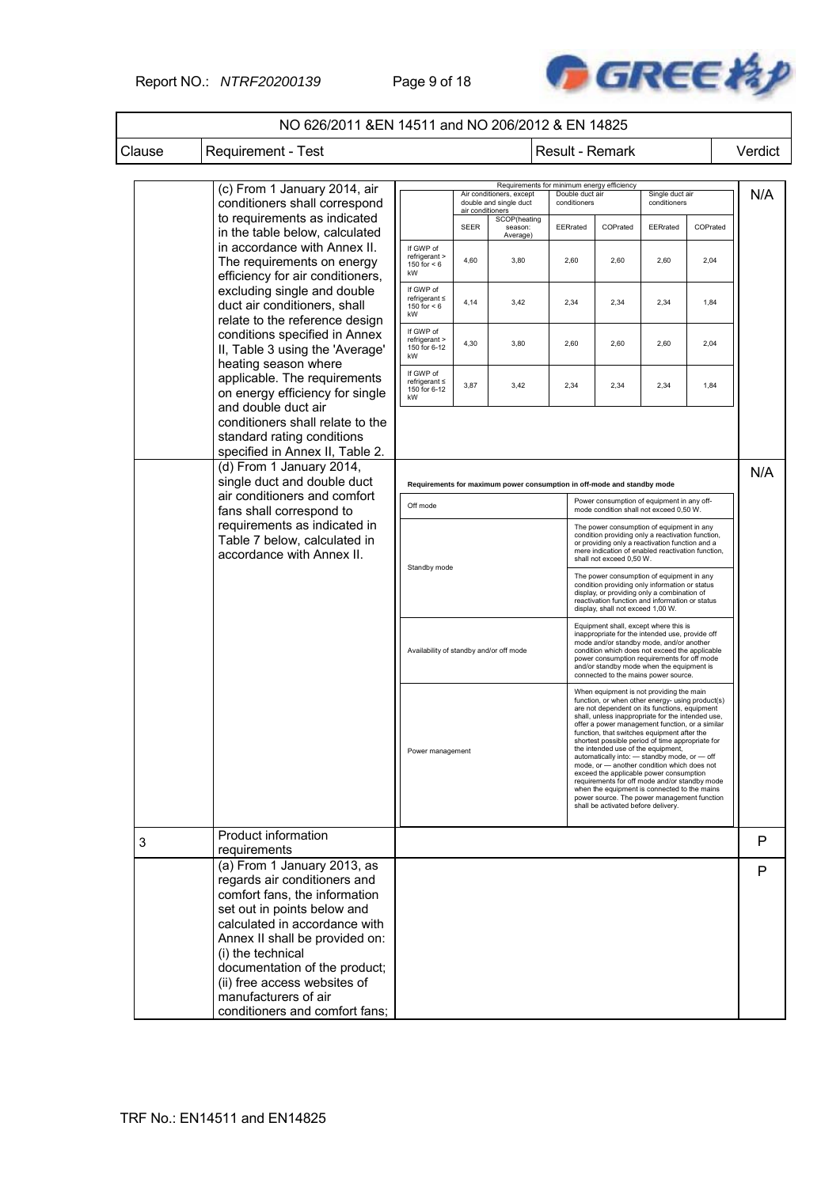| NO 626/2011 &EN 14511 and NO 206/2012 & EN 14825 | | | |
|---|---|---|---|
| Clause | Requirement - Test | Result - Remark | Verdict |
| | (c) From 1 January 2014, air conditioners shall correspond to requirements as indicated in the table below, calculated in accordance with Annex II. The requirements on energy efficiency for air conditioners, excluding single and double duct air conditioners, shall relate to the reference design conditions specified in Annex II, Table 3 using the 'Average' heating season where applicable. The requirements on energy efficiency for single and double duct air conditioners shall relate to the standard rating conditions specified in Annex II, Table 2. | (see table below) | N/A |
| | (d) From 1 January 2014, single duct and double duct air conditioners and comfort fans shall correspond to requirements as indicated in Table 7 below, calculated in accordance with Annex II. | (see table below) | N/A |
| 3 | Product information requirements | | P |
| | (a) From 1 January 2013, as regards air conditioners and comfort fans, the information set out in points below and calculated in accordance with Annex II shall be provided on:<br>(i) the technical documentation of the product;<br>(ii) free access websites of manufacturers of air conditioners and comfort fans; | | P |

Requirements for minimum energy efficiency

| | Air conditioners, except double and single duct air conditioners | | Double duct air conditioners | | Single duct air conditioners | |
|---|---|---|---|---|---|---|
| | SEER | SCOP(heating season: Average) | EERrated | COPrated | EERrated | COPrated |
| If GWP of refrigerant > 150 for < 6 kW | 4,60 | 3,80 | 2,60 | 2,60 | 2,60 | 2,04 |
| If GWP of refrigerant ≤ 150 for < 6 kW | 4,14 | 3,42 | 2,34 | 2,34 | 2,34 | 1,84 |
| If GWP of refrigerant > 150 for 6-12 kW | 4,30 | 3,80 | 2,60 | 2,60 | 2,60 | 2,04 |
| If GWP of refrigerant ≤ 150 for 6-12 kW | 3,87 | 3,42 | 2,34 | 2,34 | 2,34 | 1,84 |

Requirements for maximum power consumption in off-mode and standby mode

| | |
|---|---|
| Off mode | Power consumption of equipment in any off-mode condition shall not exceed 0,50 W. |
| Standby mode | The power consumption of equipment in any condition providing only a reactivation function, or providing only a reactivation function and a mere indication of enabled reactivation function, shall not exceed 0,50 W. |
| | The power consumption of equipment in any condition providing only information or status display, or providing only a combination of reactivation function and information or status display, shall not exceed 1,00 W. |
| Availability of standby and/or off mode | Equipment shall, except where this is inappropriate for the intended use, provide off mode and/or standby mode, and/or another condition which does not exceed the applicable power consumption requirements for off mode and/or standby mode when the equipment is connected to the mains power source. |
| Power management | When equipment is not providing the main function, or when other energy- using product(s) are not dependent on its functions, equipment shall, unless inappropriate for the intended use, offer a power management function, or a similar function, that switches equipment after the shortest possible period of time appropriate for the intended use of the equipment, automatically into: — standby mode, or — off mode, or — another condition which does not exceed the applicable power consumption requirements for off mode and/or standby mode when the equipment is connected to the mains power source. The power management function shall be activated before delivery. |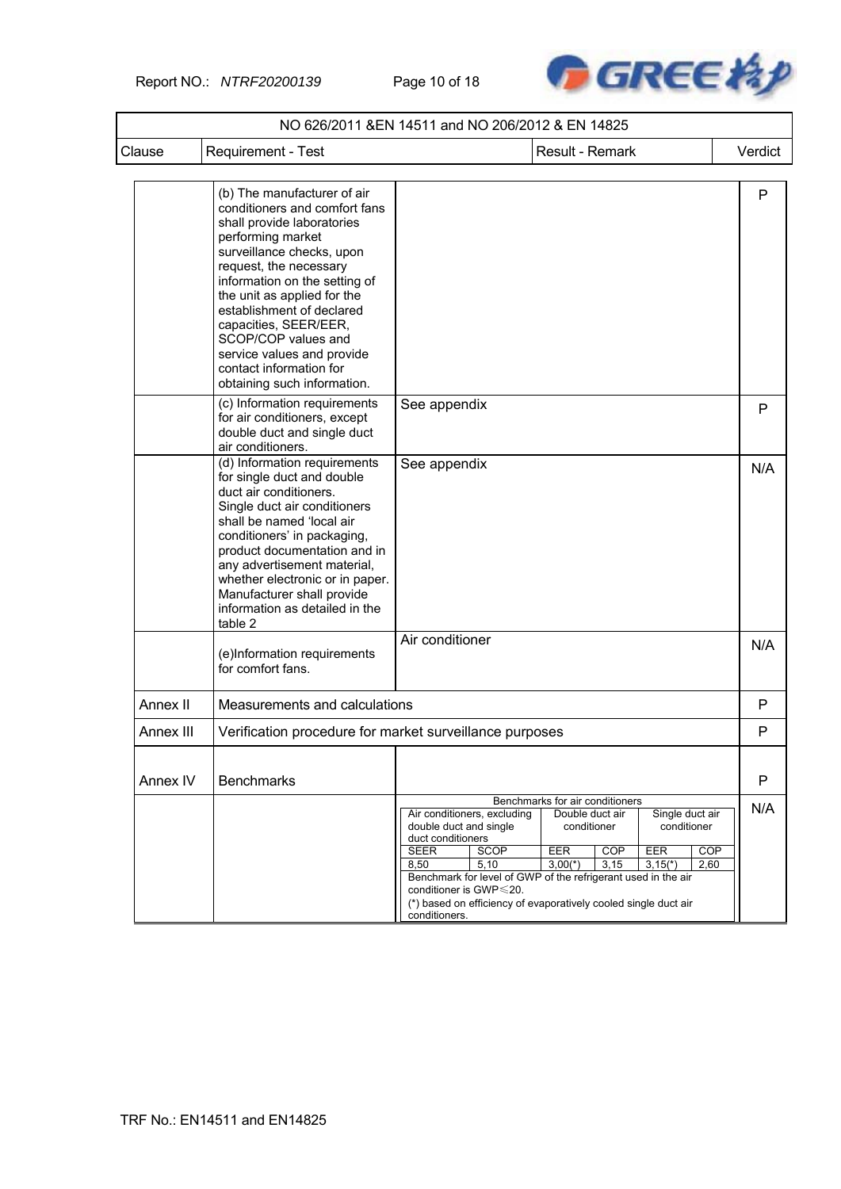NO 626/2011 &EN 14511 and NO 206/2012 & EN 14825

| Clause | Requirement - Test | Result - Remark | Verdict |
|---|---|---|---|
| | (b) The manufacturer of air conditioners and comfort fans shall provide laboratories performing market surveillance checks, upon request, the necessary information on the setting of the unit as applied for the establishment of declared capacities, SEER/EER, SCOP/COP values and service values and provide contact information for obtaining such information. | | P |
| | (c) Information requirements for air conditioners, except double duct and single duct air conditioners. | See appendix | P |
| | (d) Information requirements for single duct and double duct air conditioners. Single duct air conditioners shall be named 'local air conditioners' in packaging, product documentation and in any advertisement material, whether electronic or in paper. Manufacturer shall provide information as detailed in the table 2 | See appendix | N/A |
| | (e)Information requirements for comfort fans. | Air conditioner | N/A |
| Annex II | Measurements and calculations | | P |
| Annex III | Verification procedure for market surveillance purposes | | P |
| Annex IV | Benchmarks | | P |
| | | (see benchmark table below) | N/A |

Benchmarks for air conditioners

| Air conditioners, excluding double duct and single duct conditioners | | Double duct air conditioner | | Single duct air conditioner | |
|---|---|---|---|---|---|
| SEER | SCOP | EER | COP | EER | COP |
| 8,50 | 5,10 | 3,00(*) | 3,15 | 3,15(*) | 2,60 |

Benchmark for level of GWP of the refrigerant used in the air conditioner is GWP≤20.

(*) based on efficiency of evaporatively cooled single duct air conditioners.

TRF No.: EN14511 and EN14825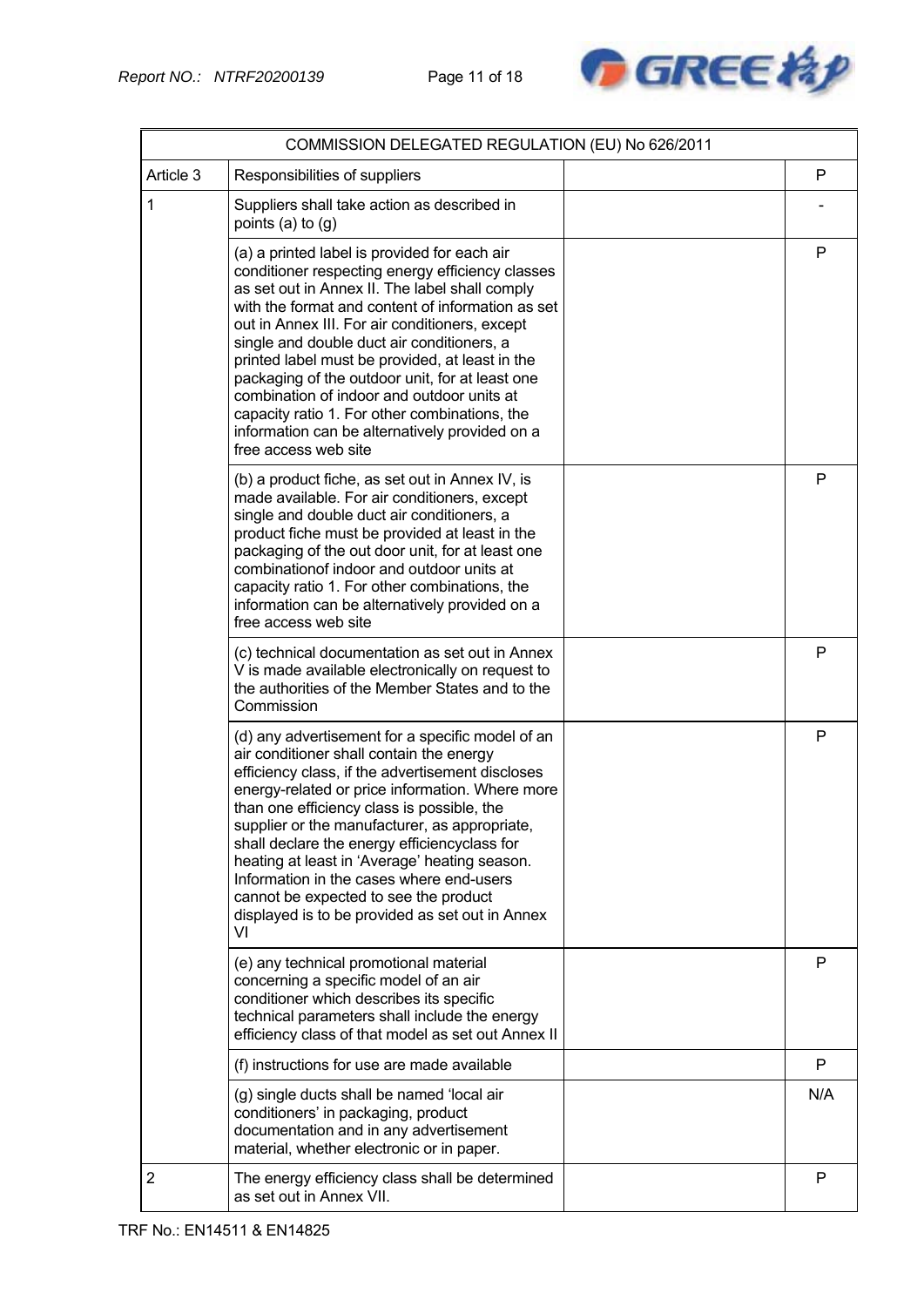| COMMISSION DELEGATED REGULATION (EU) No 626/2011 | | | |
|---|---|---|---|
| Article 3 | Responsibilities of suppliers | | P |
| 1 | Suppliers shall take action as described in points (a) to (g) | | - |
| | (a) a printed label is provided for each air conditioner respecting energy efficiency classes as set out in Annex II. The label shall comply with the format and content of information as set out in Annex III. For air conditioners, except single and double duct air conditioners, a printed label must be provided, at least in the packaging of the outdoor unit, for at least one combination of indoor and outdoor units at capacity ratio 1. For other combinations, the information can be alternatively provided on a free access web site | | P |
| | (b) a product fiche, as set out in Annex IV, is made available. For air conditioners, except single and double duct air conditioners, a product fiche must be provided at least in the packaging of the out door unit, for at least one combinationof indoor and outdoor units at capacity ratio 1. For other combinations, the information can be alternatively provided on a free access web site | | P |
| | (c) technical documentation as set out in Annex V is made available electronically on request to the authorities of the Member States and to the Commission | | P |
| | (d) any advertisement for a specific model of an air conditioner shall contain the energy efficiency class, if the advertisement discloses energy-related or price information. Where more than one efficiency class is possible, the supplier or the manufacturer, as appropriate, shall declare the energy efficiencyclass for heating at least in 'Average' heating season. Information in the cases where end-users cannot be expected to see the product displayed is to be provided as set out in Annex VI | | P |
| | (e) any technical promotional material concerning a specific model of an air conditioner which describes its specific technical parameters shall include the energy efficiency class of that model as set out Annex II | | P |
| | (f) instructions for use are made available | | P |
| | (g) single ducts shall be named 'local air conditioners' in packaging, product documentation and in any advertisement material, whether electronic or in paper. | | N/A |
| 2 | The energy efficiency class shall be determined as set out in Annex VII. | | P |

TRF No.: EN14511 & EN14825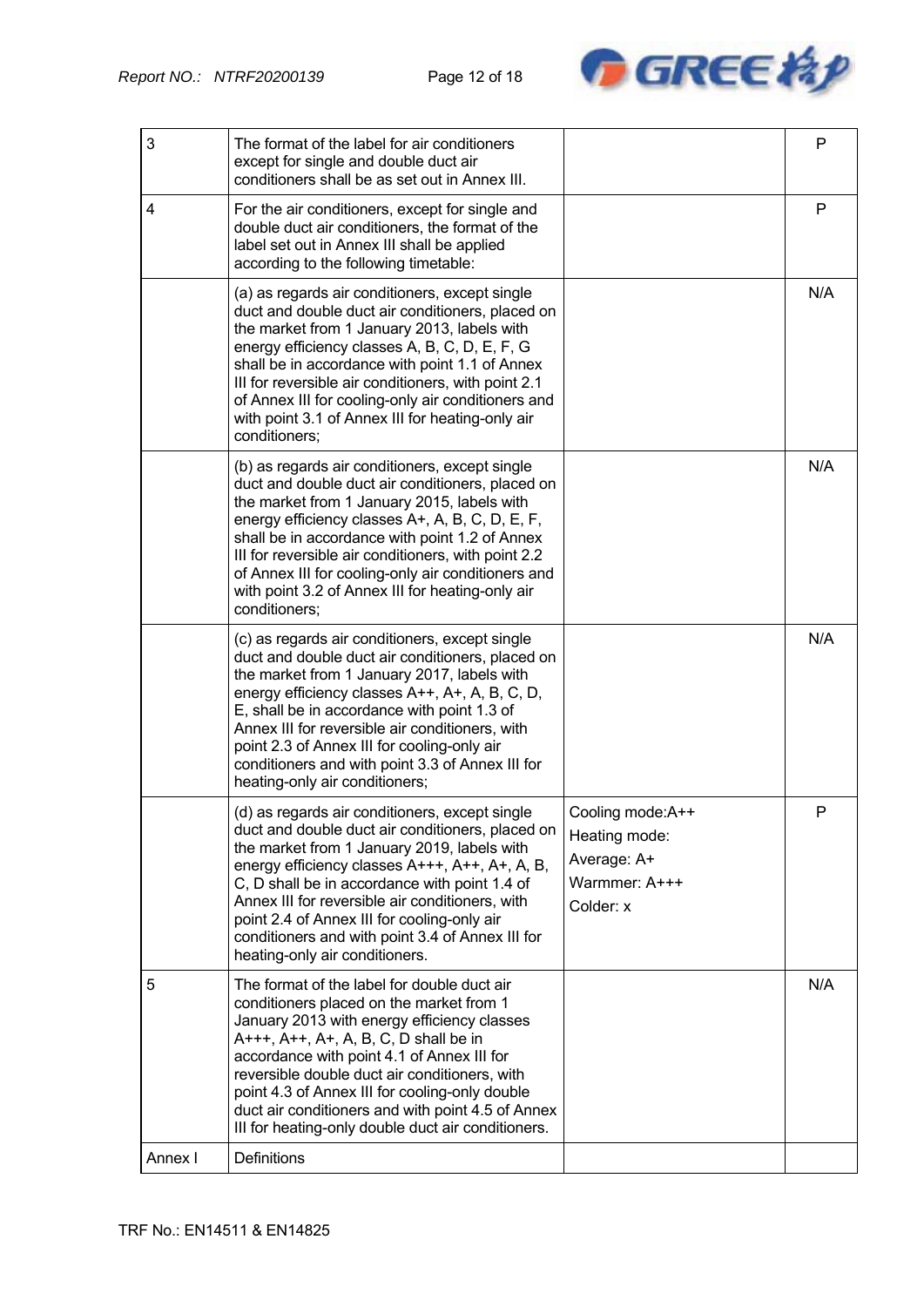| | | | |
|---|---|---|---|
| 3 | The format of the label for air conditioners except for single and double duct air conditioners shall be as set out in Annex III. | | P |
| 4 | For the air conditioners, except for single and double duct air conditioners, the format of the label set out in Annex III shall be applied according to the following timetable: | | P |
| | (a) as regards air conditioners, except single duct and double duct air conditioners, placed on the market from 1 January 2013, labels with energy efficiency classes A, B, C, D, E, F, G shall be in accordance with point 1.1 of Annex III for reversible air conditioners, with point 2.1 of Annex III for cooling-only air conditioners and with point 3.1 of Annex III for heating-only air conditioners; | | N/A |
| | (b) as regards air conditioners, except single duct and double duct air conditioners, placed on the market from 1 January 2015, labels with energy efficiency classes A+, A, B, C, D, E, F, shall be in accordance with point 1.2 of Annex III for reversible air conditioners, with point 2.2 of Annex III for cooling-only air conditioners and with point 3.2 of Annex III for heating-only air conditioners; | | N/A |
| | (c) as regards air conditioners, except single duct and double duct air conditioners, placed on the market from 1 January 2017, labels with energy efficiency classes A++, A+, A, B, C, D, E, shall be in accordance with point 1.3 of Annex III for reversible air conditioners, with point 2.3 of Annex III for cooling-only air conditioners and with point 3.3 of Annex III for heating-only air conditioners; | | N/A |
| | (d) as regards air conditioners, except single duct and double duct air conditioners, placed on the market from 1 January 2019, labels with energy efficiency classes A+++, A++, A+, A, B, C, D shall be in accordance with point 1.4 of Annex III for reversible air conditioners, with point 2.4 of Annex III for cooling-only air conditioners and with point 3.4 of Annex III for heating-only air conditioners. | Cooling mode:A++<br>Heating mode:<br>Average: A+<br>Warmmer: A+++<br>Colder: x | P |
| 5 | The format of the label for double duct air conditioners placed on the market from 1 January 2013 with energy efficiency classes A+++, A++, A+, A, B, C, D shall be in accordance with point 4.1 of Annex III for reversible double duct air conditioners, with point 4.3 of Annex III for cooling-only double duct air conditioners and with point 4.5 of Annex III for heating-only double duct air conditioners. | | N/A |
| Annex I | Definitions | | |

TRF No.: EN14511 & EN14825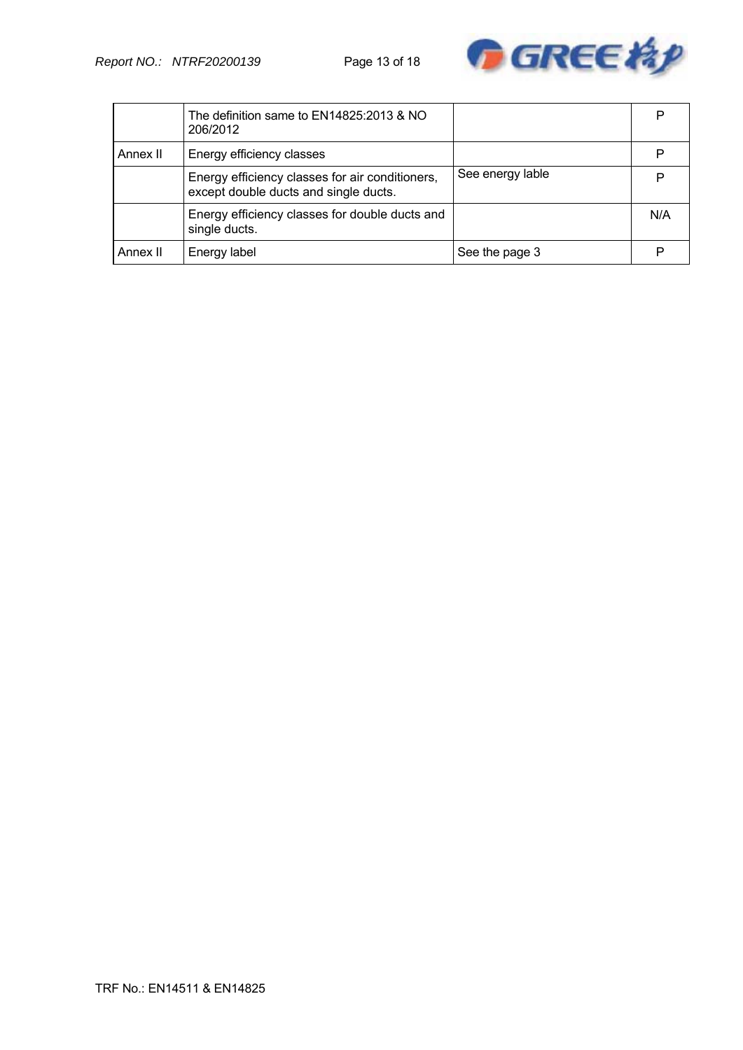|  |  |  |  |
|---|---|---|---|
|  | The definition same to EN14825:2013 & NO 206/2012 |  | P |
| Annex II | Energy efficiency classes |  | P |
|  | Energy efficiency classes for air conditioners, except double ducts and single ducts. | See energy lable | P |
|  | Energy efficiency classes for double ducts and single ducts. |  | N/A |
| Annex II | Energy label | See the page 3 | P |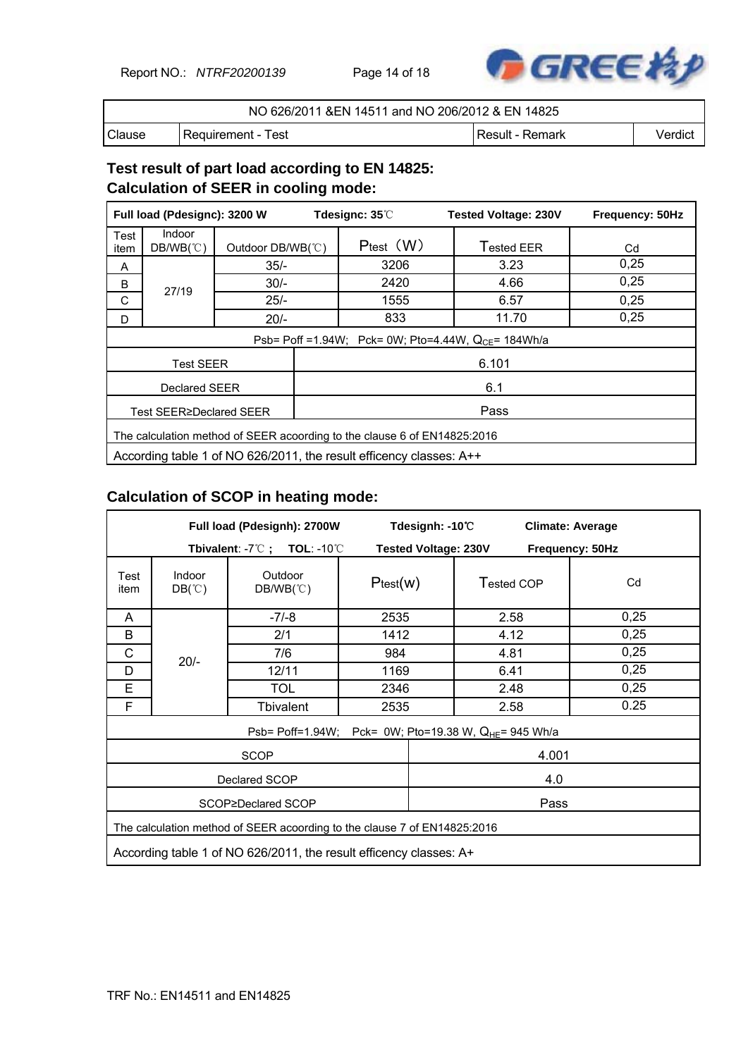| NO 626/2011 &EN 14511 and NO 206/2012 & EN 14825 | | | |
|---|---|---|---|
| Clause | Requirement - Test | Result - Remark | Verdict |

**Test result of part load according to EN 14825:**

**Calculation of SEER in cooling mode:**

| **Full load (Pdesignc): 3200 W** | | **Tdesignc: 35℃** | **Tested Voltage: 230V** | **Frequency: 50Hz** | |
|---|---|---|---|---|---|
| Test item | Indoor DB/WB(℃) | Outdoor DB/WB(℃) | Ptest（W） | Tested EER | Cd |
| A | 27/19 | 35/- | 3206 | 3.23 | 0,25 |
| B | | 30/- | 2420 | 4.66 | 0,25 |
| C | | 25/- | 1555 | 6.57 | 0,25 |
| D | | 20/- | 833 | 11.70 | 0,25 |
| Psb= Poff =1.94W; Pck= 0W; Pto=4.44W, $Q_{CE}$= 184Wh/a | | | | | |
| Test SEER | | 6.101 | | | |
| Declared SEER | | 6.1 | | | |
| Test SEER≥Declared SEER | | Pass | | | |
| The calculation method of SEER acoording to the clause 6 of EN14825:2016 | | | | | |
| According table 1 of NO 626/2011, the result efficency classes: A++ | | | | | |

**Calculation of SCOP in heating mode:**

| **Full load (Pdesignh): 2700W** **Tdesignh: -10℃** **Climate: Average** **Tbivalent**: -7℃ **; TOL**: -10℃ **Tested Voltage: 230V** **Frequency: 50Hz** | | | | | |
|---|---|---|---|---|---|
| Test item | Indoor DB(℃) | Outdoor DB/WB(℃) | Ptest(w) | Tested COP | Cd |
| A | 20/- | -7/-8 | 2535 | 2.58 | 0,25 |
| B | | 2/1 | 1412 | 4.12 | 0,25 |
| C | | 7/6 | 984 | 4.81 | 0,25 |
| D | | 12/11 | 1169 | 6.41 | 0,25 |
| E | | TOL | 2346 | 2.48 | 0,25 |
| F | | Tbivalent | 2535 | 2.58 | 0.25 |
| Psb= Poff=1.94W; Pck= 0W; Pto=19.38 W, $Q_{HE}$= 945 Wh/a | | | | | |
| SCOP | | | 4.001 | | |
| Declared SCOP | | | 4.0 | | |
| SCOP≥Declared SCOP | | | Pass | | |
| The calculation method of SEER acoording to the clause 7 of EN14825:2016 | | | | | |
| According table 1 of NO 626/2011, the result efficency classes: A+ | | | | | |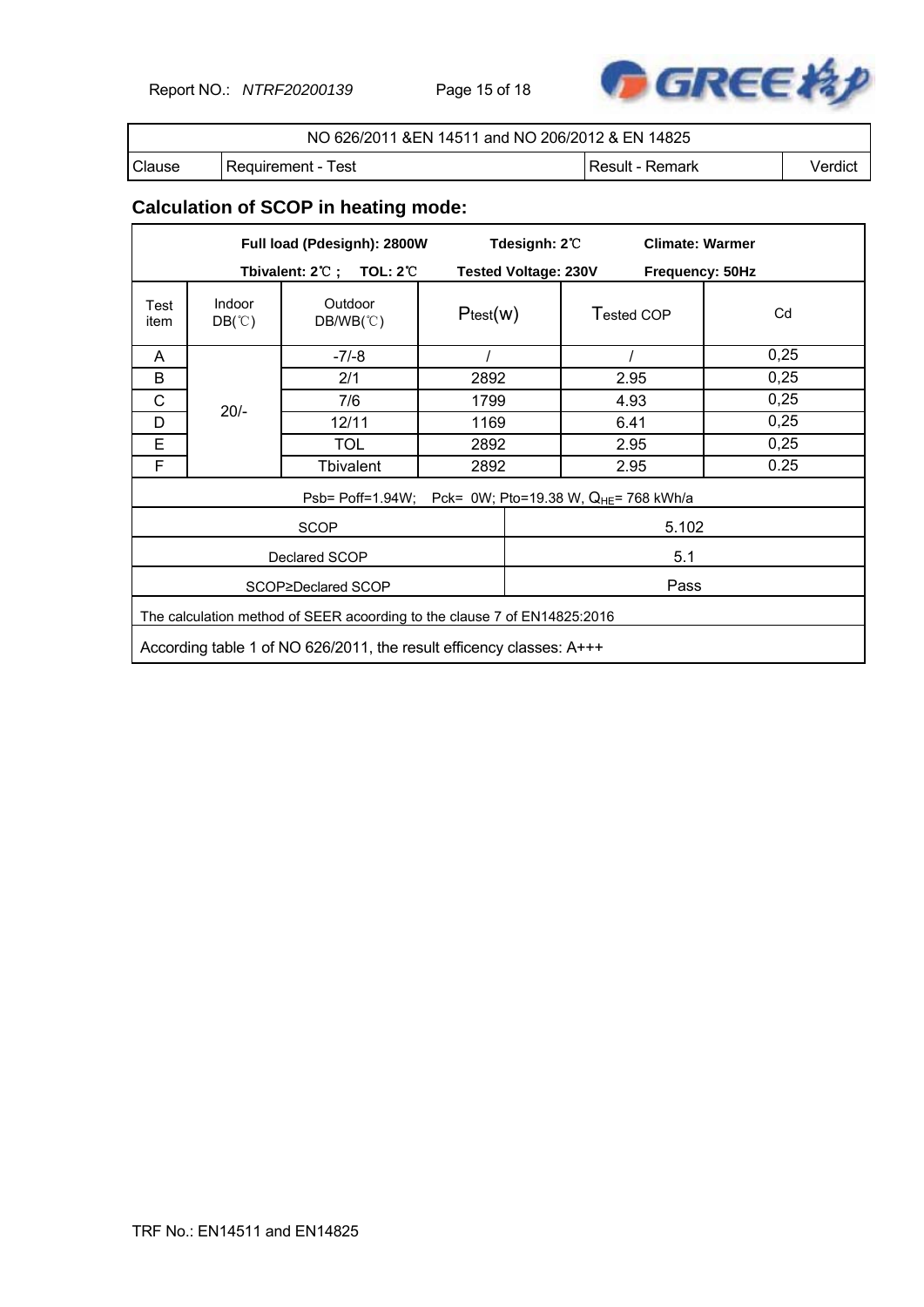| NO 626/2011 &EN 14511 and NO 206/2012 & EN 14825 | | | |
|---|---|---|---|
| Clause | Requirement - Test | Result - Remark | Verdict |

## Calculation of SCOP in heating mode:

| **Full load (Pdesignh): 2800W Tdesignh: 2℃ Climate: Warmer Tbivalent: 2℃ ; TOL: 2℃ Tested Voltage: 230V Frequency: 50Hz** | | | | | |
|---|---|---|---|---|---|
| Test item | Indoor DB(℃) | Outdoor DB/WB(℃) | Ptest(w) | Tested COP | Cd |
| A | 20/- | -7/-8 | / | / | 0,25 |
| B | | 2/1 | 2892 | 2.95 | 0,25 |
| C | | 7/6 | 1799 | 4.93 | 0,25 |
| D | | 12/11 | 1169 | 6.41 | 0,25 |
| E | | TOL | 2892 | 2.95 | 0,25 |
| F | | Tbivalent | 2892 | 2.95 | 0.25 |
| Psb= Poff=1.94W; Pck= 0W; Pto=19.38 W, $Q_{HE}$= 768 kWh/a | | | | | |
| SCOP | | | 5.102 | | |
| Declared SCOP | | | 5.1 | | |
| SCOP≥Declared SCOP | | | Pass | | |
| The calculation method of SEER acoording to the clause 7 of EN14825:2016 | | | | | |
| According table 1 of NO 626/2011, the result efficency classes: A+++ | | | | | |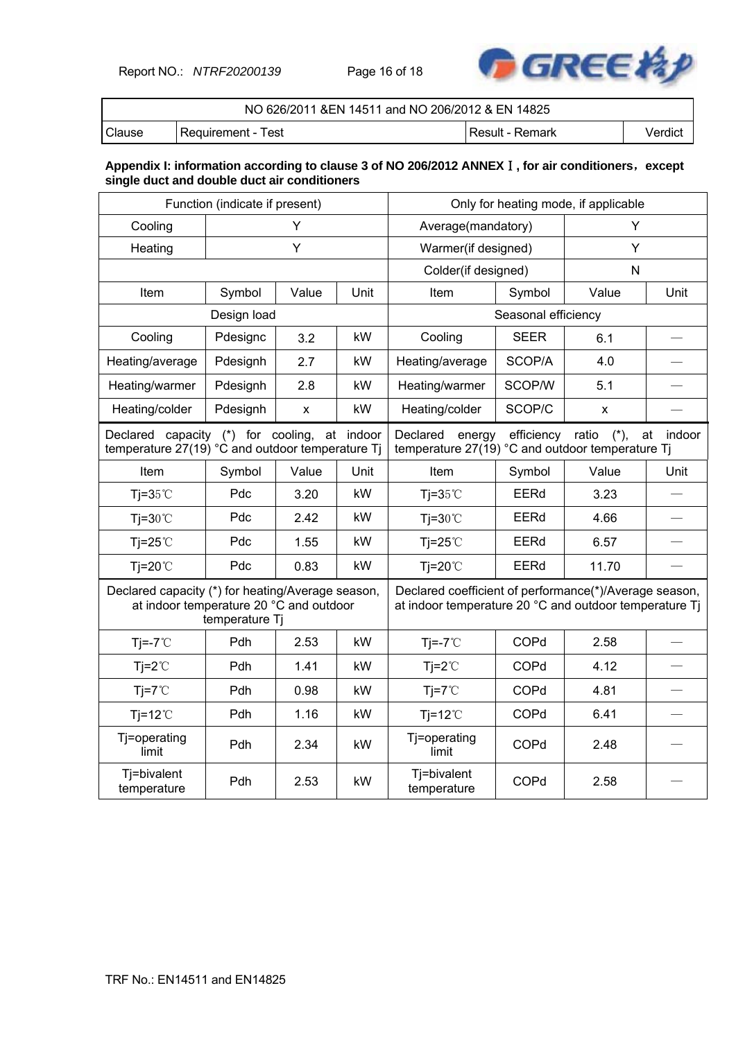| NO 626/2011 &EN 14511 and NO 206/2012 & EN 14825 | | | |
|---|---|---|---|
| Clause | Requirement - Test | Result - Remark | Verdict |

**Appendix I: information according to clause 3 of NO 206/2012 ANNEX Ⅰ, for air conditioners，except single duct and double duct air conditioners**

| Function (indicate if present) | | | | Only for heating mode, if applicable | | | |
|---|---|---|---|---|---|---|---|
| Cooling | Y | | | Average(mandatory) | | Y | |
| Heating | Y | | | Warmer(if designed) | | Y | |
| | | | | Colder(if designed) | | N | |
| Item | Symbol | Value | Unit | Item | Symbol | Value | Unit |
| Design load | | | | Seasonal efficiency | | | |
| Cooling | Pdesignc | 3.2 | kW | Cooling | SEER | 6.1 | — |
| Heating/average | Pdesignh | 2.7 | kW | Heating/average | SCOP/A | 4.0 | — |
| Heating/warmer | Pdesignh | 2.8 | kW | Heating/warmer | SCOP/W | 5.1 | — |
| Heating/colder | Pdesignh | x | kW | Heating/colder | SCOP/C | x | — |
| Declared capacity (*) for cooling, at indoor temperature 27(19) °C and outdoor temperature Tj | | | | Declared energy efficiency ratio (*), at indoor temperature 27(19) °C and outdoor temperature Tj | | | |
| Item | Symbol | Value | Unit | Item | Symbol | Value | Unit |
| Tj=35℃ | Pdc | 3.20 | kW | Tj=35℃ | EERd | 3.23 | — |
| Tj=30℃ | Pdc | 2.42 | kW | Tj=30℃ | EERd | 4.66 | — |
| Tj=25℃ | Pdc | 1.55 | kW | Tj=25℃ | EERd | 6.57 | — |
| Tj=20℃ | Pdc | 0.83 | kW | Tj=20℃ | EERd | 11.70 | — |
| Declared capacity (*) for heating/Average season, at indoor temperature 20 °C and outdoor temperature Tj | | | | Declared coefficient of performance(*)/Average season, at indoor temperature 20 °C and outdoor temperature Tj | | | |
| Tj=-7℃ | Pdh | 2.53 | kW | Tj=-7℃ | COPd | 2.58 | — |
| Tj=2℃ | Pdh | 1.41 | kW | Tj=2℃ | COPd | 4.12 | — |
| Tj=7℃ | Pdh | 0.98 | kW | Tj=7℃ | COPd | 4.81 | — |
| Tj=12℃ | Pdh | 1.16 | kW | Tj=12℃ | COPd | 6.41 | — |
| Tj=operating limit | Pdh | 2.34 | kW | Tj=operating limit | COPd | 2.48 | — |
| Tj=bivalent temperature | Pdh | 2.53 | kW | Tj=bivalent temperature | COPd | 2.58 | — |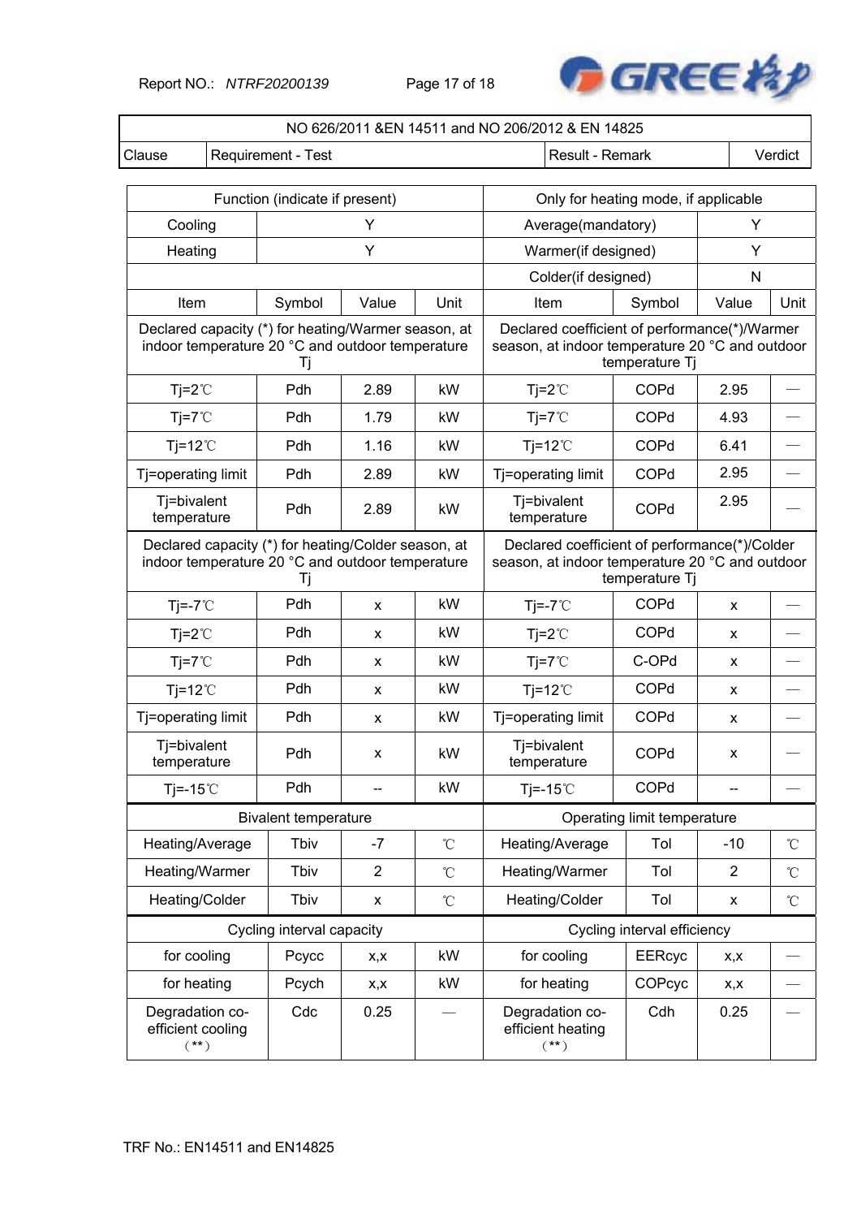| NO 626/2011 &EN 14511 and NO 206/2012 & EN 14825 | | | |
|---|---|---|---|
| Clause | Requirement - Test | Result - Remark | Verdict |

| Function (indicate if present) | | | | Only for heating mode, if applicable | | | |
|---|---|---|---|---|---|---|---|
| Cooling | Y | | | Average(mandatory) | Y | | |
| Heating | Y | | | Warmer(if designed) | Y | | |
| | | | | Colder(if designed) | N | | |
| Item | Symbol | Value | Unit | Item | Symbol | Value | Unit |
| Declared capacity (*) for heating/Warmer season, at indoor temperature 20 °C and outdoor temperature Tj | | | | Declared coefficient of performance(*)/Warmer season, at indoor temperature 20 °C and outdoor temperature Tj | | | |
| Tj=2℃ | Pdh | 2.89 | kW | Tj=2℃ | COPd | 2.95 | — |
| Tj=7℃ | Pdh | 1.79 | kW | Tj=7℃ | COPd | 4.93 | — |
| Tj=12℃ | Pdh | 1.16 | kW | Tj=12℃ | COPd | 6.41 | — |
| Tj=operating limit | Pdh | 2.89 | kW | Tj=operating limit | COPd | 2.95 | — |
| Tj=bivalent temperature | Pdh | 2.89 | kW | Tj=bivalent temperature | COPd | 2.95 | — |
| Declared capacity (*) for heating/Colder season, at indoor temperature 20 °C and outdoor temperature Tj | | | | Declared coefficient of performance(*)/Colder season, at indoor temperature 20 °C and outdoor temperature Tj | | | |
| Tj=-7℃ | Pdh | x | kW | Tj=-7℃ | COPd | x | — |
| Tj=2℃ | Pdh | x | kW | Tj=2℃ | COPd | x | — |
| Tj=7℃ | Pdh | x | kW | Tj=7℃ | C-OPd | x | — |
| Tj=12℃ | Pdh | x | kW | Tj=12℃ | COPd | x | — |
| Tj=operating limit | Pdh | x | kW | Tj=operating limit | COPd | x | — |
| Tj=bivalent temperature | Pdh | x | kW | Tj=bivalent temperature | COPd | x | — |
| Tj=-15℃ | Pdh | -- | kW | Tj=-15℃ | COPd | -- | — |
| Bivalent temperature | | | | Operating limit temperature | | | |
| Heating/Average | Tbiv | -7 | ℃ | Heating/Average | Tol | -10 | ℃ |
| Heating/Warmer | Tbiv | 2 | ℃ | Heating/Warmer | Tol | 2 | ℃ |
| Heating/Colder | Tbiv | x | ℃ | Heating/Colder | Tol | x | ℃ |
| Cycling interval capacity | | | | Cycling interval efficiency | | | |
| for cooling | Pcycc | x,x | kW | for cooling | EERcyc | x,x | — |
| for heating | Pcych | x,x | kW | for heating | COPcyc | x,x | — |
| Degradation co-efficient cooling (**) | Cdc | 0.25 | — | Degradation co-efficient heating (**) | Cdh | 0.25 | — |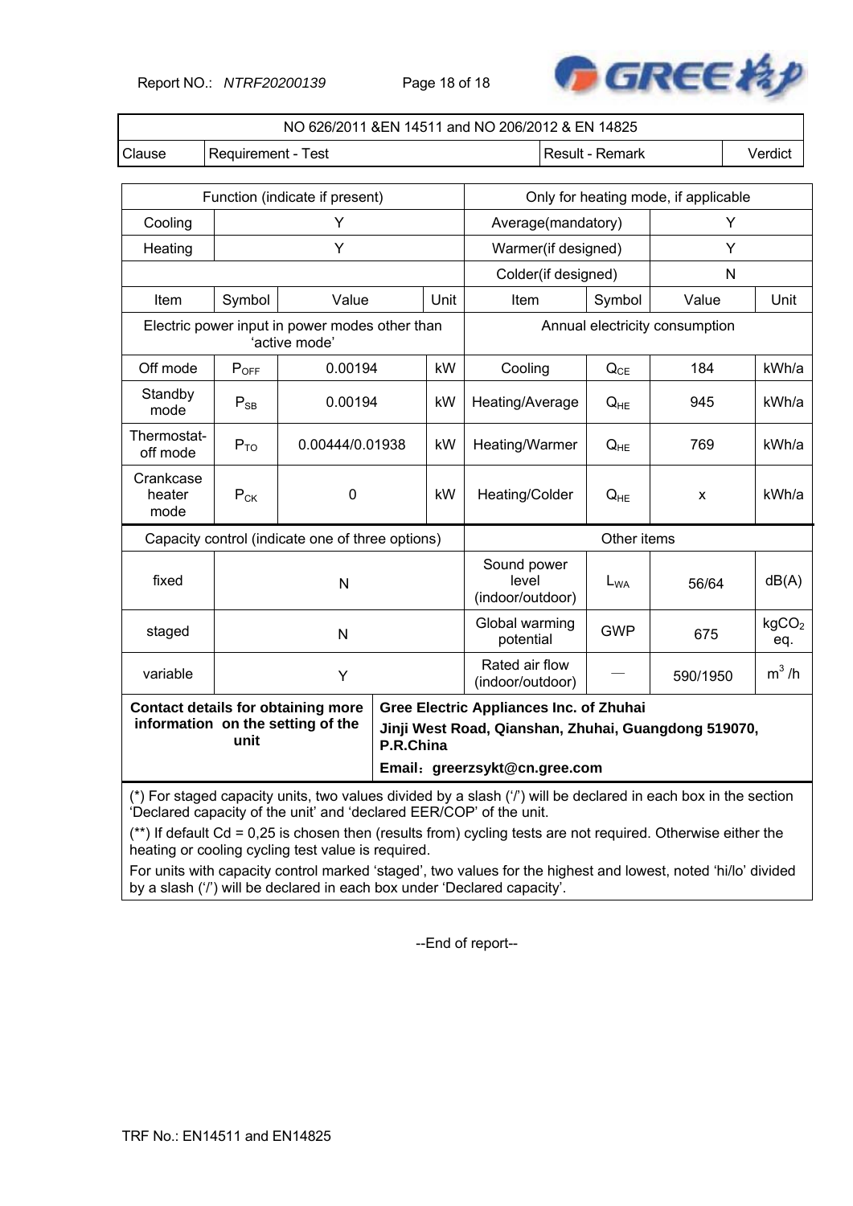| NO 626/2011 &EN 14511 and NO 206/2012 & EN 14825 | | | |
|---|---|---|---|
| Clause | Requirement - Test | Result - Remark | Verdict |

| Function (indicate if present) | | | | Only for heating mode, if applicable | | | |
|---|---|---|---|---|---|---|---|
| Cooling | Y | | | Average(mandatory) | | Y | |
| Heating | Y | | | Warmer(if designed) | | Y | |
| | | | | Colder(if designed) | | N | |
| Item | Symbol | Value | Unit | Item | Symbol | Value | Unit |
| Electric power input in power modes other than 'active mode' | | | | Annual electricity consumption | | | |
| Off mode | $P_{OFF}$ | 0.00194 | kW | Cooling | $Q_{CE}$ | 184 | kWh/a |
| Standby mode | $P_{SB}$ | 0.00194 | kW | Heating/Average | $Q_{HE}$ | 945 | kWh/a |
| Thermostat-off mode | $P_{TO}$ | 0.00444/0.01938 | kW | Heating/Warmer | $Q_{HE}$ | 769 | kWh/a |
| Crankcase heater mode | $P_{CK}$ | 0 | kW | Heating/Colder | $Q_{HE}$ | x | kWh/a |
| Capacity control (indicate one of three options) | | | | Other items | | | |
| fixed | N | | | Sound power level (indoor/outdoor) | $L_{WA}$ | 56/64 | dB(A) |
| staged | N | | | Global warming potential | GWP | 675 | $kgCO_2$ eq. |
| variable | Y | | | Rated air flow (indoor/outdoor) | — | 590/1950 | $m^3$ /h |
| **Contact details for obtaining more information on the setting of the unit** | **Gree Electric Appliances Inc. of Zhuhai**<br>**Jinji West Road, Qianshan, Zhuhai, Guangdong 519070, P.R.China**<br>**Email：greerzsykt@cn.gree.com** | | | | | | |

(*) For staged capacity units, two values divided by a slash ('/') will be declared in each box in the section 'Declared capacity of the unit' and 'declared EER/COP' of the unit.

(**) If default Cd = 0,25 is chosen then (results from) cycling tests are not required. Otherwise either the heating or cooling cycling test value is required.

For units with capacity control marked 'staged', two values for the highest and lowest, noted 'hi/lo' divided by a slash ('/') will be declared in each box under 'Declared capacity'.

--End of report--